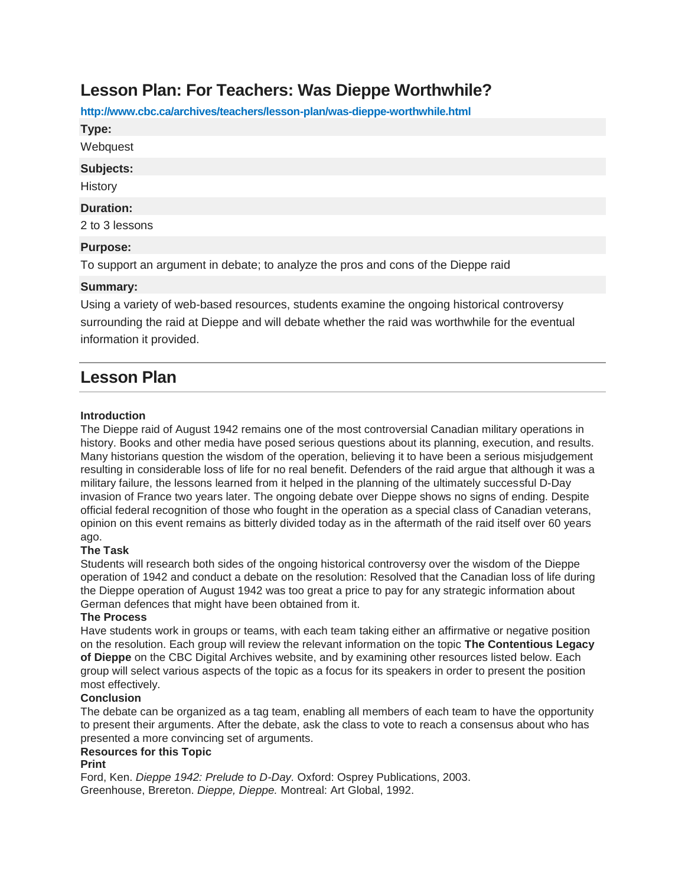# Lesson Plan: For Teachers: Was Dieppe Worthwhile?

http://www.cbc.ca/archives/teachers/lesson-plan/was-dieppe-worthwhile.html

**Type:**

Webquest

**Subjects:**

History

**Duration:**

2 to 3 lessons

**Purpose:**

To support an argument in debate; to analyze the pros and cons of the Dieppe raid

**Summary:**

Using a variety of web-based resources, students examine the ongoing historical controversy surrounding the raid at Dieppe and will debate whether the raid was worthwhile for the eventual information it provided.

## Lesson Plan

**Introduction**

The Dieppe raid of August 1942 remains one of the most controversial Canadian military operations in history. Books and other media have posed serious questions about its planning, execution, and results. Many historians question the wisdom of the operation, believing it to have been a serious misjudgement resulting in considerable loss of life for no real benefit. Defenders of the raid argue that although it was a military failure, the lessons learned from it helped in the planning of the ultimately successful D-Day invasion of France two years later. The ongoing debate over Dieppe shows no signs of ending. Despite official federal recognition of those who fought in the operation as a special class of Canadian veterans, opinion on this event remains as bitterly divided today as in the aftermath of the raid itself over 60 years ago.

**The Task**

Students will research both sides of the ongoing historical controversy over the wisdom of the Dieppe operation of 1942 and conduct a debate on the resolution: Resolved that the Canadian loss of life during the Dieppe operation of August 1942 was too great a price to pay for any strategic information about German defences that might have been obtained from it.

**The Process**

Have students work in groups or teams, with each team taking either an affirmative or negative position on the resolution. Each group will review the relevant information on the topic **The Contentious Legacy of Dieppe** on the CBC Digital Archives website, and by examining other resources listed below. Each group will select various aspects of the topic as a focus for its speakers in order to present the position most effectively.

**Conclusion**

The debate can be organized as a tag team, enabling all members of each team to have the opportunity to present their arguments. After the debate, ask the class to vote to reach a consensus about who has presented a more convincing set of arguments.

**Resources for this Topic**

**Print**

Ford, Ken. *Dieppe 1942: Prelude to D-Day.* Oxford: Osprey Publications, 2003.
Greenhouse, Brereton. *Dieppe, Dieppe.* Montreal: Art Global, 1992.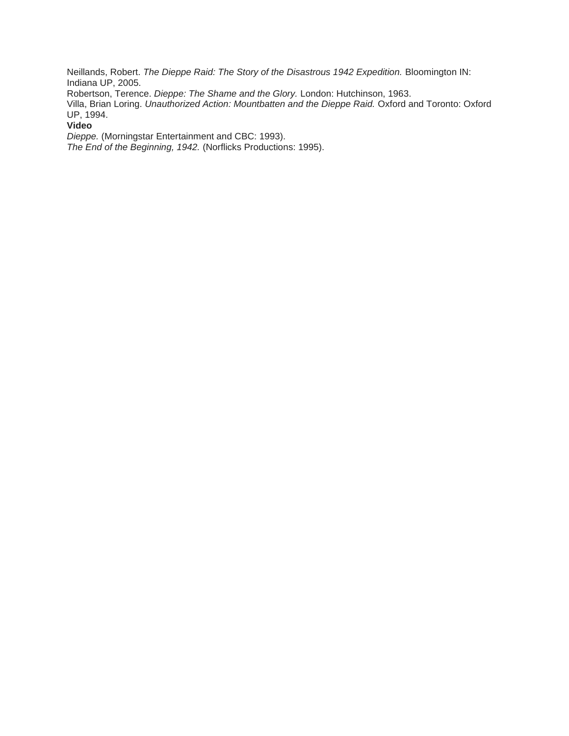Neillands, Robert. *The Dieppe Raid: The Story of the Disastrous 1942 Expedition.* Bloomington IN: Indiana UP, 2005.

Robertson, Terence. *Dieppe: The Shame and the Glory.* London: Hutchinson, 1963.

Villa, Brian Loring. *Unauthorized Action: Mountbatten and the Dieppe Raid.* Oxford and Toronto: Oxford UP, 1994.

**Video**

*Dieppe.* (Morningstar Entertainment and CBC: 1993).

*The End of the Beginning, 1942.* (Norflicks Productions: 1995).